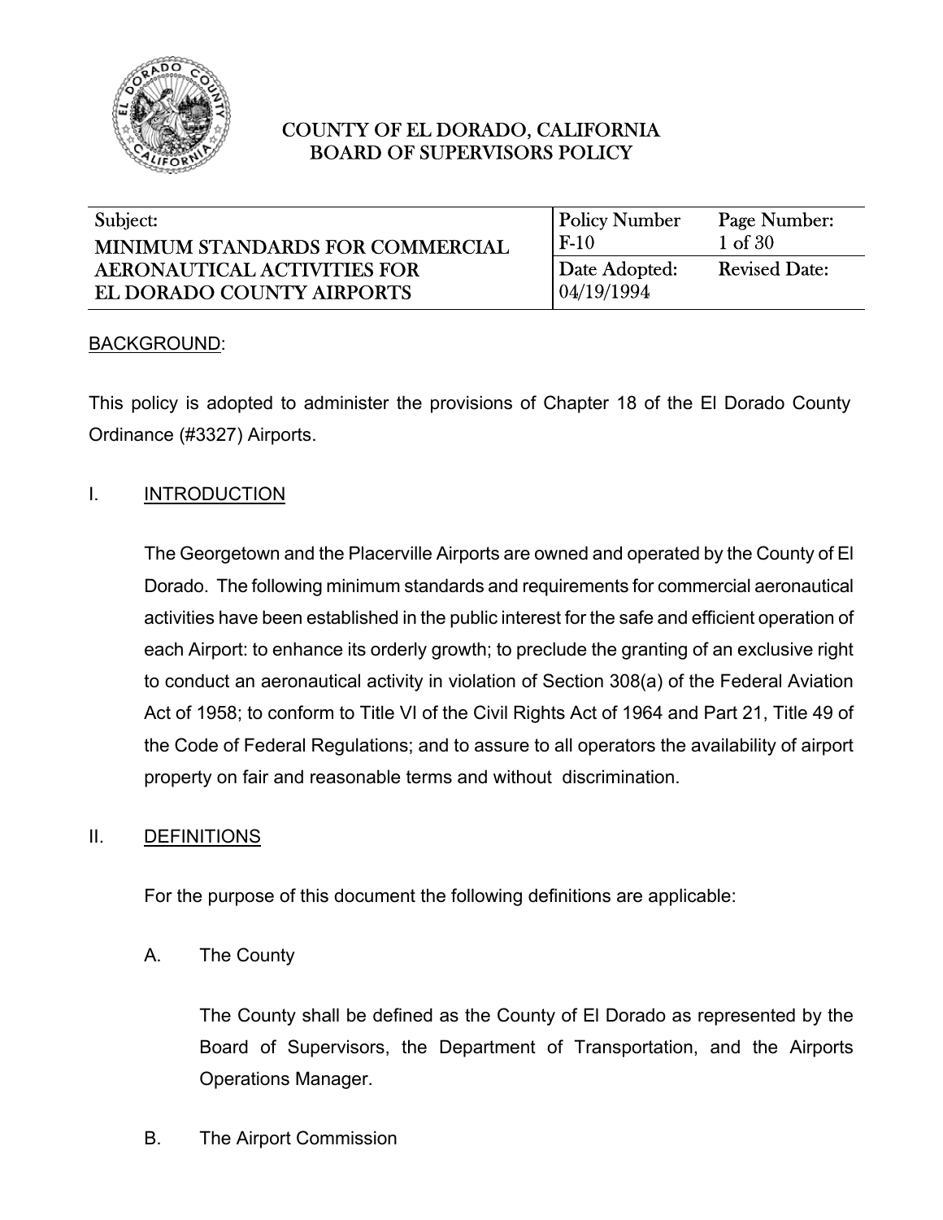# COUNTY OF EL DORADO, CALIFORNIA
## BOARD OF SUPERVISORS POLICY

| Subject: | Policy Number | Page Number: |
|---|---|---|
| **MINIMUM STANDARDS FOR COMMERCIAL AERONAUTICAL ACTIVITIES FOR EL DORADO COUNTY AIRPORTS** | F-10 | 1 of 30 |
| | Date Adopted: 04/19/1994 | Revised Date: |

BACKGROUND:

This policy is adopted to administer the provisions of Chapter 18 of the El Dorado County Ordinance (#3327) Airports.

## I. INTRODUCTION

The Georgetown and the Placerville Airports are owned and operated by the County of El Dorado. The following minimum standards and requirements for commercial aeronautical activities have been established in the public interest for the safe and efficient operation of each Airport: to enhance its orderly growth; to preclude the granting of an exclusive right to conduct an aeronautical activity in violation of Section 308(a) of the Federal Aviation Act of 1958; to conform to Title VI of the Civil Rights Act of 1964 and Part 21, Title 49 of the Code of Federal Regulations; and to assure to all operators the availability of airport property on fair and reasonable terms and without discrimination.

## II. DEFINITIONS

For the purpose of this document the following definitions are applicable:

A. The County

The County shall be defined as the County of El Dorado as represented by the Board of Supervisors, the Department of Transportation, and the Airports Operations Manager.

B. The Airport Commission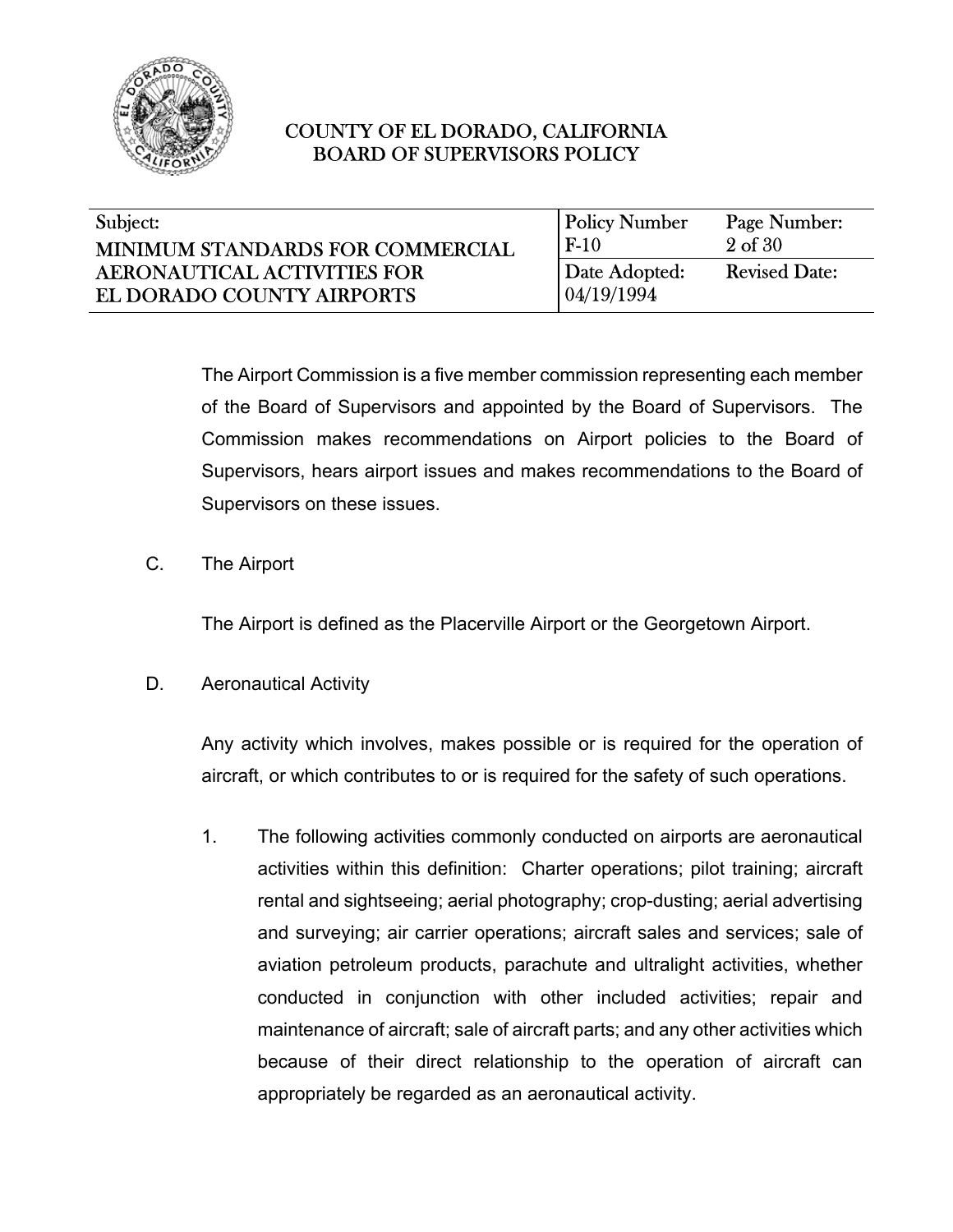The Airport Commission is a five member commission representing each member of the Board of Supervisors and appointed by the Board of Supervisors. The Commission makes recommendations on Airport policies to the Board of Supervisors, hears airport issues and makes recommendations to the Board of Supervisors on these issues.

C. The Airport

The Airport is defined as the Placerville Airport or the Georgetown Airport.

D. Aeronautical Activity

Any activity which involves, makes possible or is required for the operation of aircraft, or which contributes to or is required for the safety of such operations.

1. The following activities commonly conducted on airports are aeronautical activities within this definition: Charter operations; pilot training; aircraft rental and sightseeing; aerial photography; crop-dusting; aerial advertising and surveying; air carrier operations; aircraft sales and services; sale of aviation petroleum products, parachute and ultralight activities, whether conducted in conjunction with other included activities; repair and maintenance of aircraft; sale of aircraft parts; and any other activities which because of their direct relationship to the operation of aircraft can appropriately be regarded as an aeronautical activity.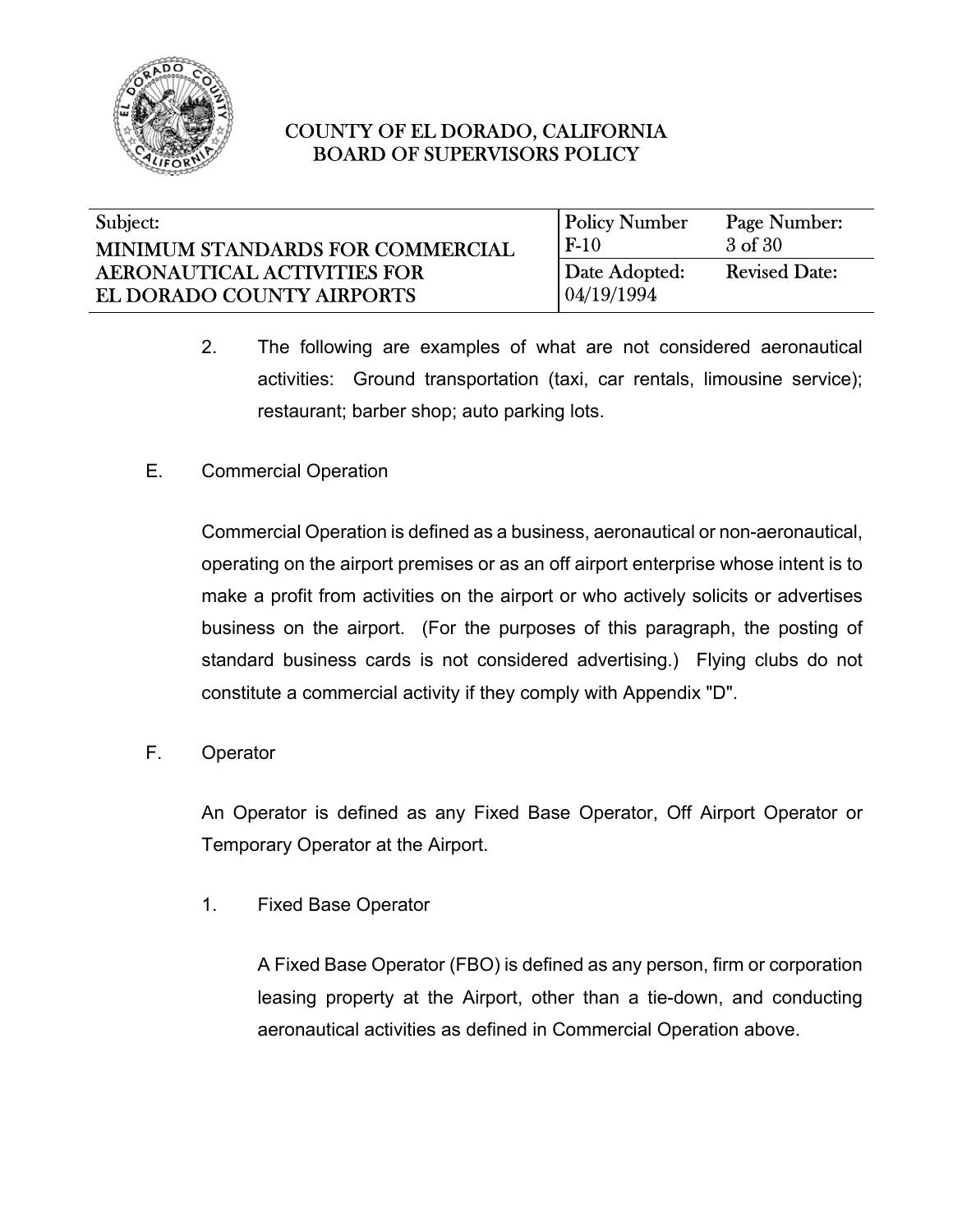2. The following are examples of what are not considered aeronautical activities: Ground transportation (taxi, car rentals, limousine service); restaurant; barber shop; auto parking lots.

E. Commercial Operation

Commercial Operation is defined as a business, aeronautical or non-aeronautical, operating on the airport premises or as an off airport enterprise whose intent is to make a profit from activities on the airport or who actively solicits or advertises business on the airport. (For the purposes of this paragraph, the posting of standard business cards is not considered advertising.) Flying clubs do not constitute a commercial activity if they comply with Appendix "D".

F. Operator

An Operator is defined as any Fixed Base Operator, Off Airport Operator or Temporary Operator at the Airport.

1. Fixed Base Operator

A Fixed Base Operator (FBO) is defined as any person, firm or corporation leasing property at the Airport, other than a tie-down, and conducting aeronautical activities as defined in Commercial Operation above.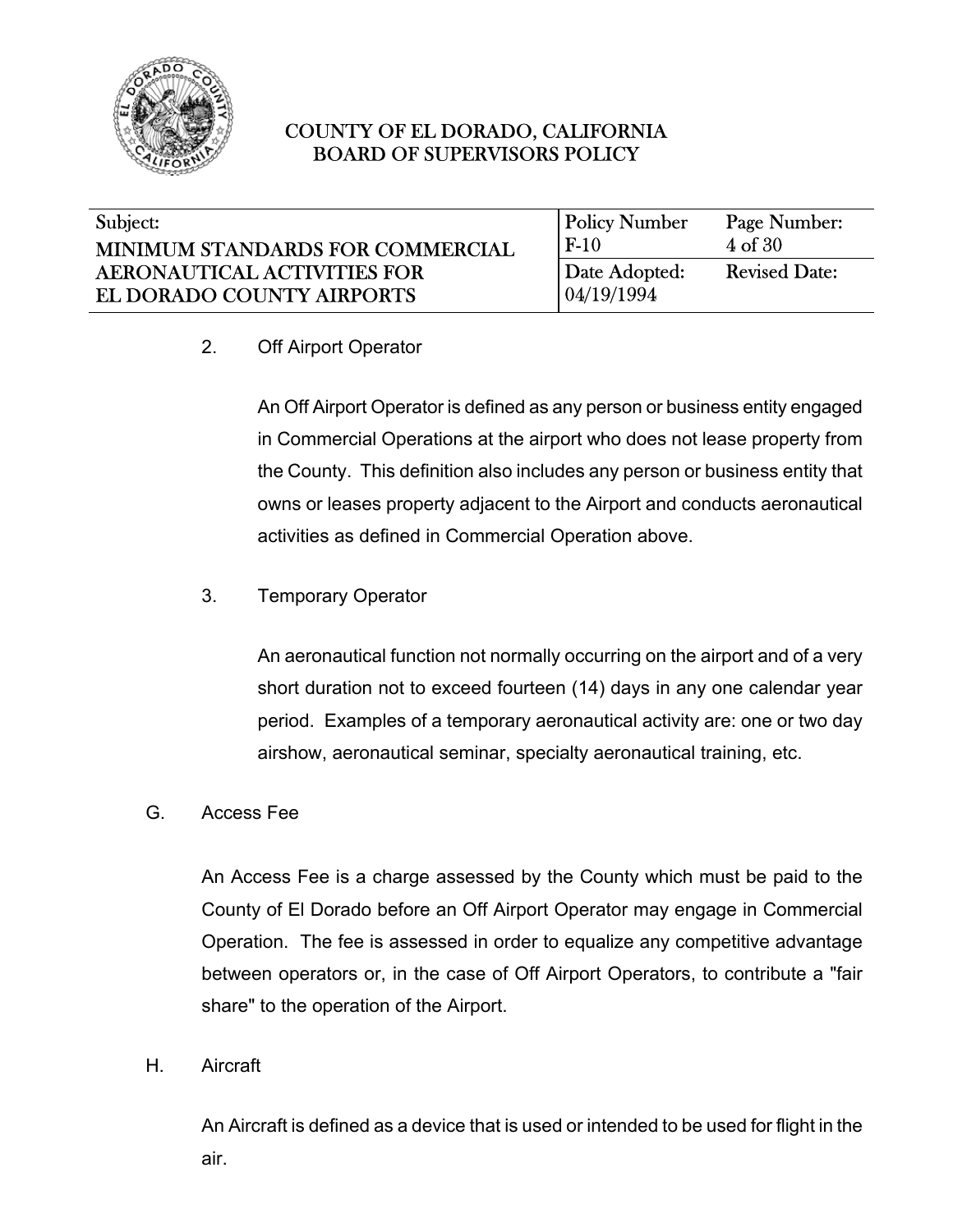2. Off Airport Operator

   An Off Airport Operator is defined as any person or business entity engaged in Commercial Operations at the airport who does not lease property from the County. This definition also includes any person or business entity that owns or leases property adjacent to the Airport and conducts aeronautical activities as defined in Commercial Operation above.

3. Temporary Operator

   An aeronautical function not normally occurring on the airport and of a very short duration not to exceed fourteen (14) days in any one calendar year period. Examples of a temporary aeronautical activity are: one or two day airshow, aeronautical seminar, specialty aeronautical training, etc.

G. Access Fee

An Access Fee is a charge assessed by the County which must be paid to the County of El Dorado before an Off Airport Operator may engage in Commercial Operation. The fee is assessed in order to equalize any competitive advantage between operators or, in the case of Off Airport Operators, to contribute a "fair share" to the operation of the Airport.

H. Aircraft

An Aircraft is defined as a device that is used or intended to be used for flight in the air.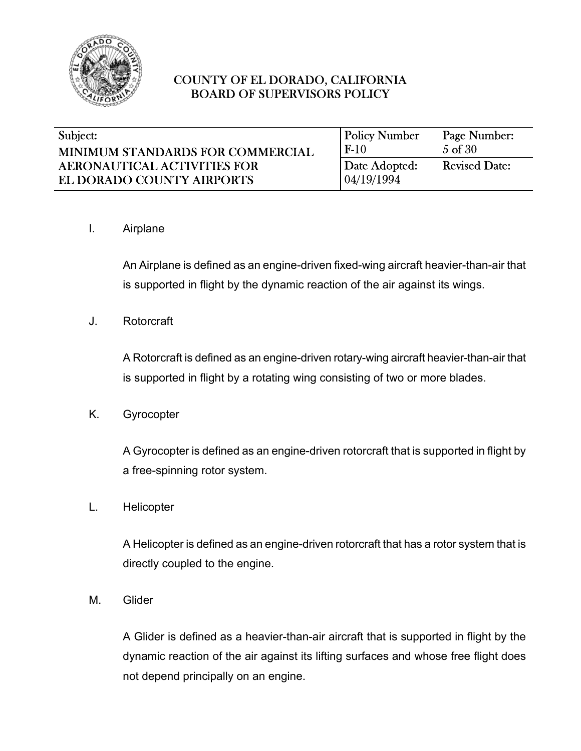I. Airplane

An Airplane is defined as an engine-driven fixed-wing aircraft heavier-than-air that is supported in flight by the dynamic reaction of the air against its wings.

J. Rotorcraft

A Rotorcraft is defined as an engine-driven rotary-wing aircraft heavier-than-air that is supported in flight by a rotating wing consisting of two or more blades.

K. Gyrocopter

A Gyrocopter is defined as an engine-driven rotorcraft that is supported in flight by a free-spinning rotor system.

L. Helicopter

A Helicopter is defined as an engine-driven rotorcraft that has a rotor system that is directly coupled to the engine.

M. Glider

A Glider is defined as a heavier-than-air aircraft that is supported in flight by the dynamic reaction of the air against its lifting surfaces and whose free flight does not depend principally on an engine.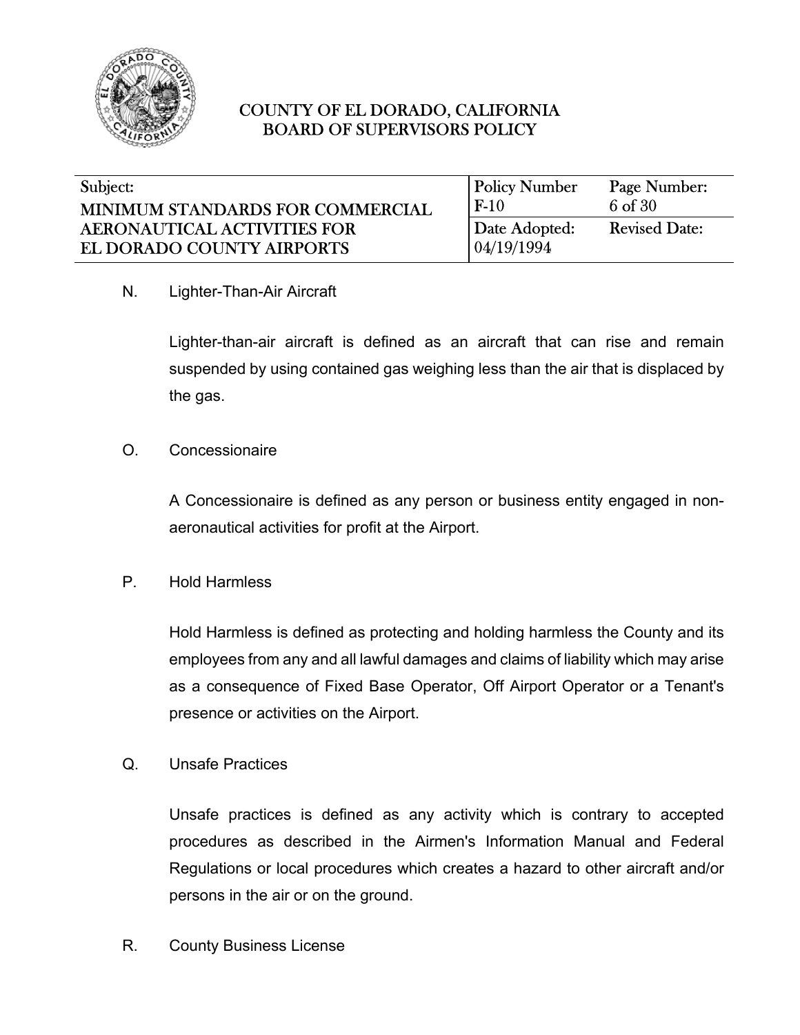N. Lighter-Than-Air Aircraft

Lighter-than-air aircraft is defined as an aircraft that can rise and remain suspended by using contained gas weighing less than the air that is displaced by the gas.

O. Concessionaire

A Concessionaire is defined as any person or business entity engaged in non-aeronautical activities for profit at the Airport.

P. Hold Harmless

Hold Harmless is defined as protecting and holding harmless the County and its employees from any and all lawful damages and claims of liability which may arise as a consequence of Fixed Base Operator, Off Airport Operator or a Tenant's presence or activities on the Airport.

Q. Unsafe Practices

Unsafe practices is defined as any activity which is contrary to accepted procedures as described in the Airmen's Information Manual and Federal Regulations or local procedures which creates a hazard to other aircraft and/or persons in the air or on the ground.

R. County Business License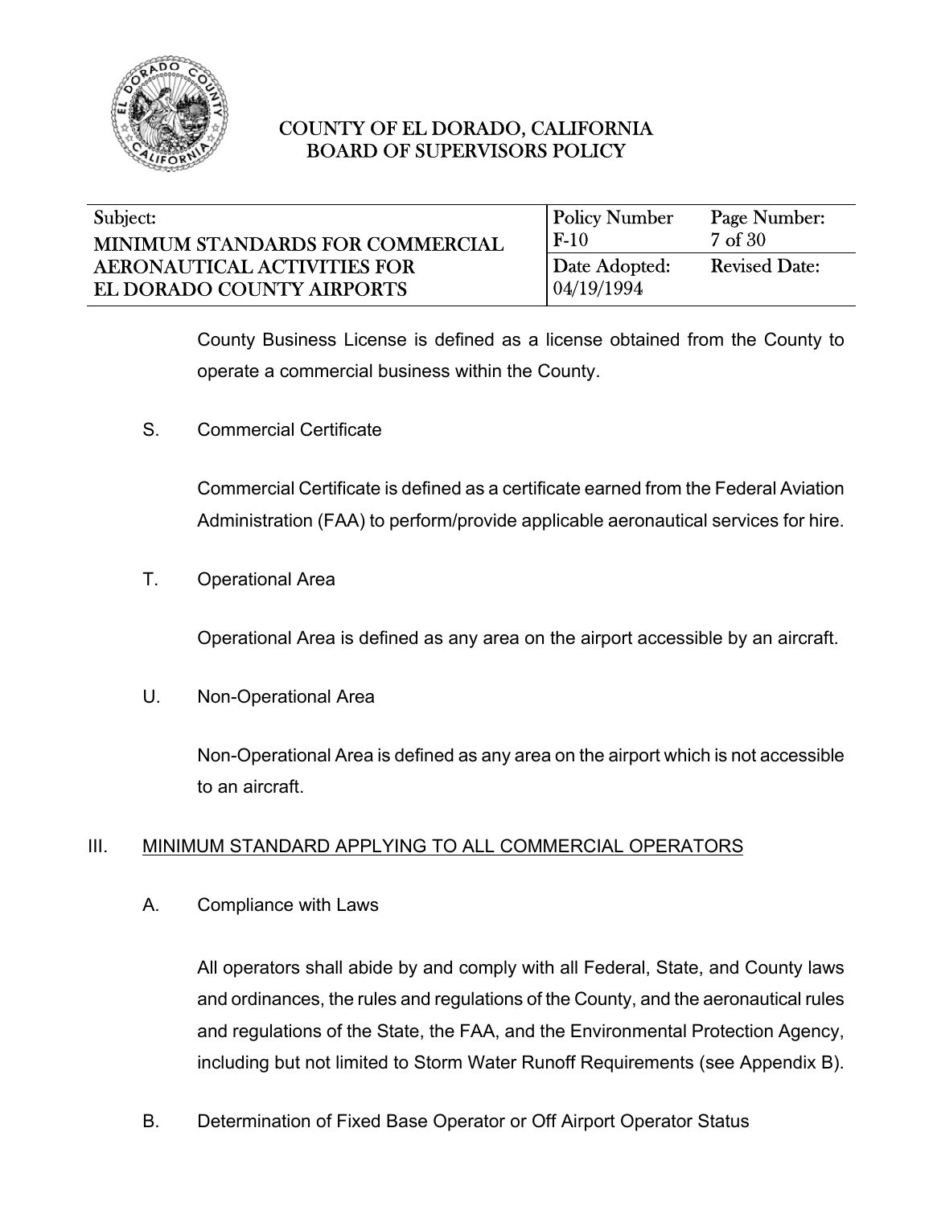County Business License is defined as a license obtained from the County to operate a commercial business within the County.

S. Commercial Certificate

Commercial Certificate is defined as a certificate earned from the Federal Aviation Administration (FAA) to perform/provide applicable aeronautical services for hire.

T. Operational Area

Operational Area is defined as any area on the airport accessible by an aircraft.

U. Non-Operational Area

Non-Operational Area is defined as any area on the airport which is not accessible to an aircraft.

## III. MINIMUM STANDARD APPLYING TO ALL COMMERCIAL OPERATORS

A. Compliance with Laws

All operators shall abide by and comply with all Federal, State, and County laws and ordinances, the rules and regulations of the County, and the aeronautical rules and regulations of the State, the FAA, and the Environmental Protection Agency, including but not limited to Storm Water Runoff Requirements (see Appendix B).

B. Determination of Fixed Base Operator or Off Airport Operator Status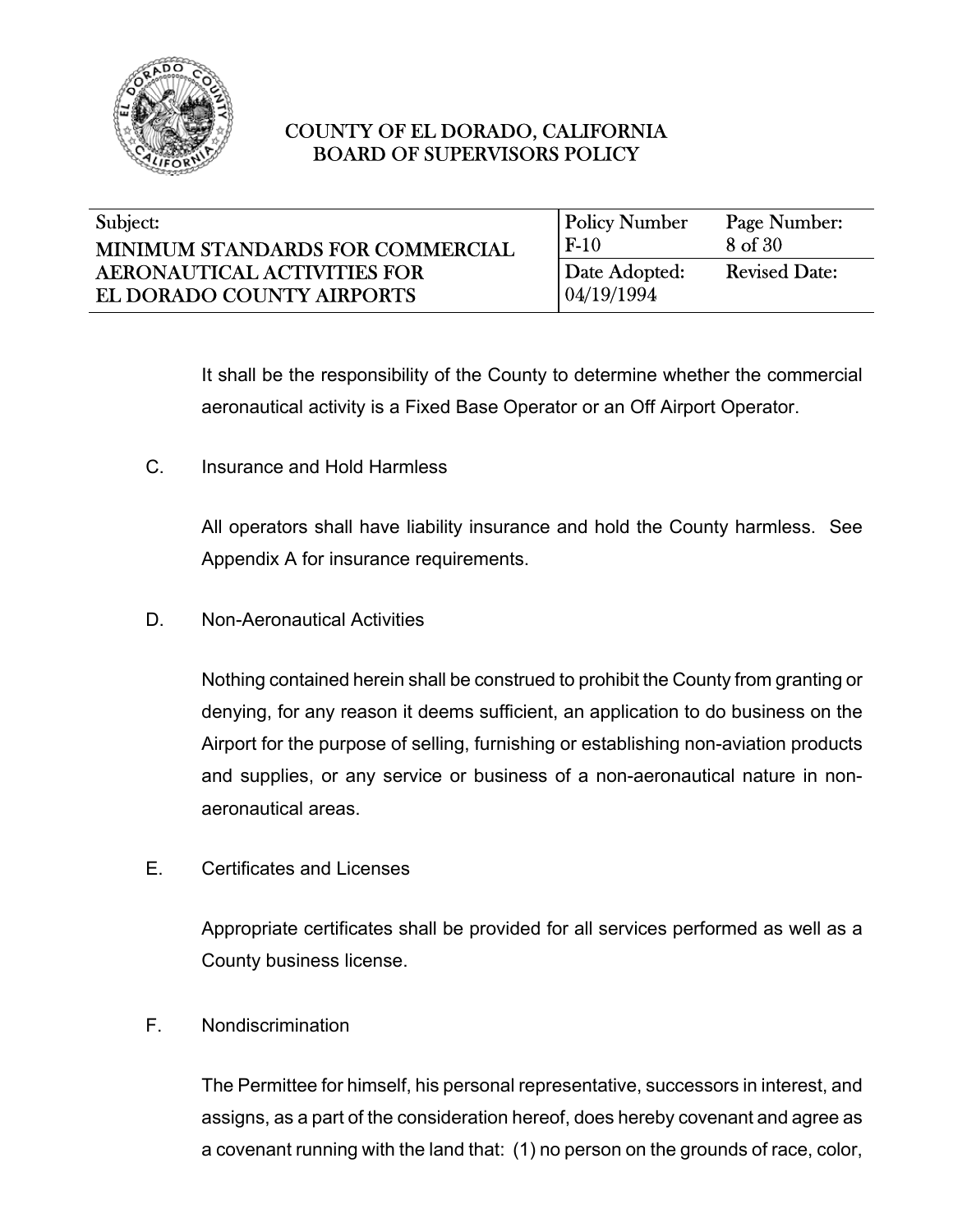It shall be the responsibility of the County to determine whether the commercial aeronautical activity is a Fixed Base Operator or an Off Airport Operator.

C. Insurance and Hold Harmless

All operators shall have liability insurance and hold the County harmless. See Appendix A for insurance requirements.

D. Non-Aeronautical Activities

Nothing contained herein shall be construed to prohibit the County from granting or denying, for any reason it deems sufficient, an application to do business on the Airport for the purpose of selling, furnishing or establishing non-aviation products and supplies, or any service or business of a non-aeronautical nature in non-aeronautical areas.

E. Certificates and Licenses

Appropriate certificates shall be provided for all services performed as well as a County business license.

F. Nondiscrimination

The Permittee for himself, his personal representative, successors in interest, and assigns, as a part of the consideration hereof, does hereby covenant and agree as a covenant running with the land that: (1) no person on the grounds of race, color,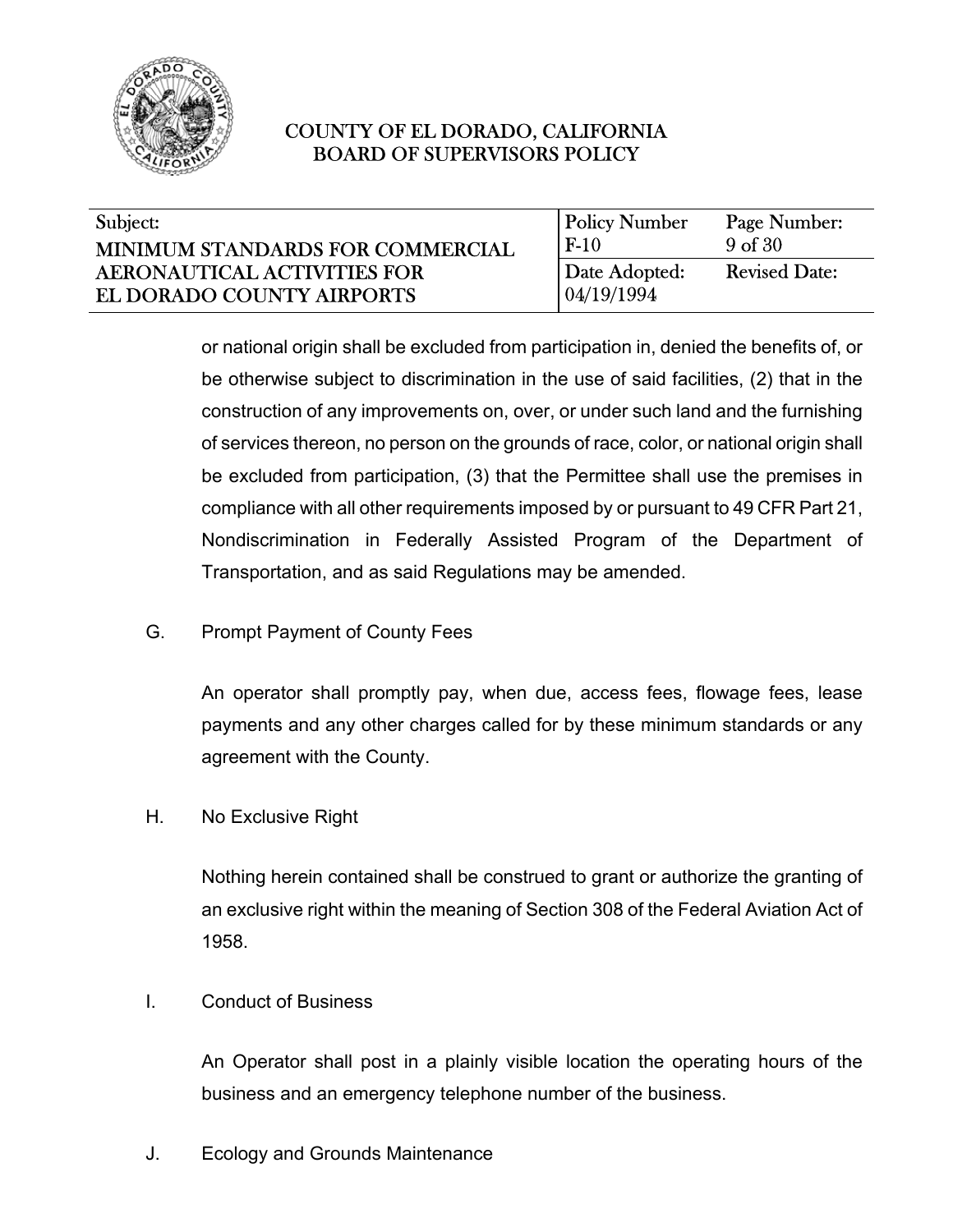or national origin shall be excluded from participation in, denied the benefits of, or be otherwise subject to discrimination in the use of said facilities, (2) that in the construction of any improvements on, over, or under such land and the furnishing of services thereon, no person on the grounds of race, color, or national origin shall be excluded from participation, (3) that the Permittee shall use the premises in compliance with all other requirements imposed by or pursuant to 49 CFR Part 21, Nondiscrimination in Federally Assisted Program of the Department of Transportation, and as said Regulations may be amended.

G. Prompt Payment of County Fees

An operator shall promptly pay, when due, access fees, flowage fees, lease payments and any other charges called for by these minimum standards or any agreement with the County.

H. No Exclusive Right

Nothing herein contained shall be construed to grant or authorize the granting of an exclusive right within the meaning of Section 308 of the Federal Aviation Act of 1958.

I. Conduct of Business

An Operator shall post in a plainly visible location the operating hours of the business and an emergency telephone number of the business.

J. Ecology and Grounds Maintenance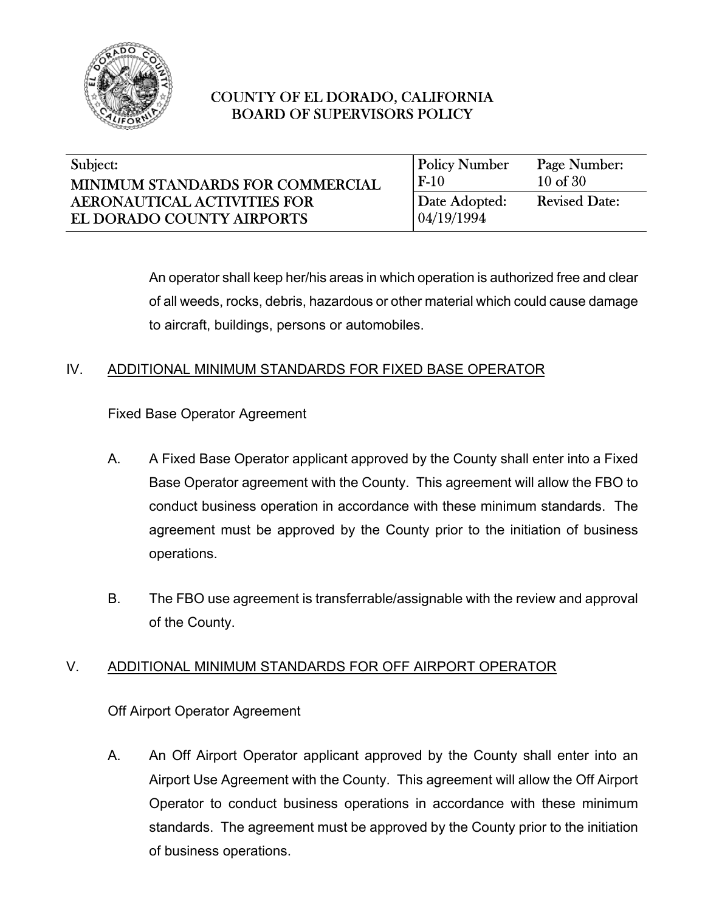An operator shall keep her/his areas in which operation is authorized free and clear of all weeds, rocks, debris, hazardous or other material which could cause damage to aircraft, buildings, persons or automobiles.

## IV. ADDITIONAL MINIMUM STANDARDS FOR FIXED BASE OPERATOR

Fixed Base Operator Agreement

A. A Fixed Base Operator applicant approved by the County shall enter into a Fixed Base Operator agreement with the County. This agreement will allow the FBO to conduct business operation in accordance with these minimum standards. The agreement must be approved by the County prior to the initiation of business operations.

B. The FBO use agreement is transferrable/assignable with the review and approval of the County.

## V. ADDITIONAL MINIMUM STANDARDS FOR OFF AIRPORT OPERATOR

Off Airport Operator Agreement

A. An Off Airport Operator applicant approved by the County shall enter into an Airport Use Agreement with the County. This agreement will allow the Off Airport Operator to conduct business operations in accordance with these minimum standards. The agreement must be approved by the County prior to the initiation of business operations.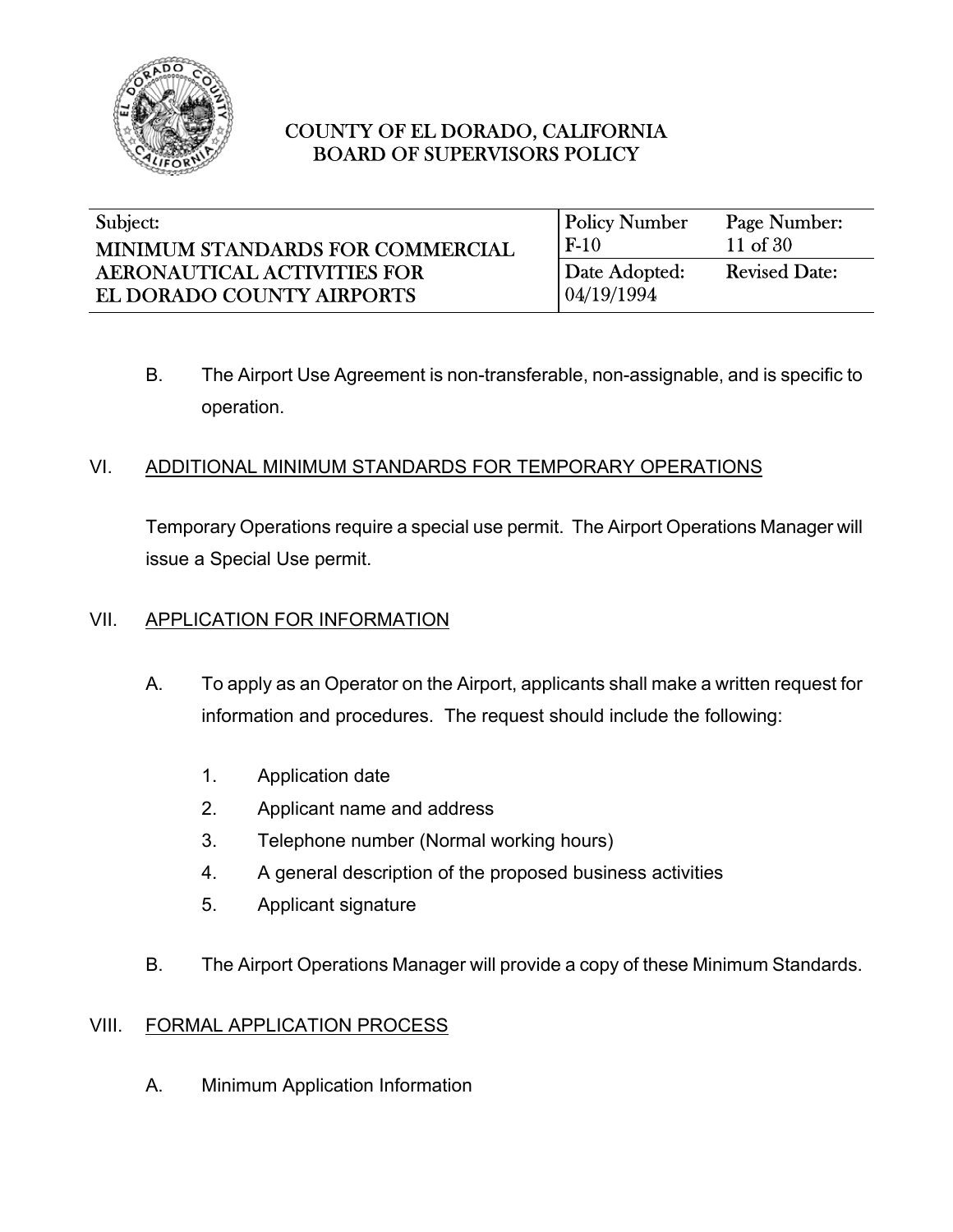B. The Airport Use Agreement is non-transferable, non-assignable, and is specific to operation.

## VI. ADDITIONAL MINIMUM STANDARDS FOR TEMPORARY OPERATIONS

Temporary Operations require a special use permit. The Airport Operations Manager will issue a Special Use permit.

## VII. APPLICATION FOR INFORMATION

A. To apply as an Operator on the Airport, applicants shall make a written request for information and procedures. The request should include the following:

1. Application date
2. Applicant name and address
3. Telephone number (Normal working hours)
4. A general description of the proposed business activities
5. Applicant signature

B. The Airport Operations Manager will provide a copy of these Minimum Standards.

## VIII. FORMAL APPLICATION PROCESS

A. Minimum Application Information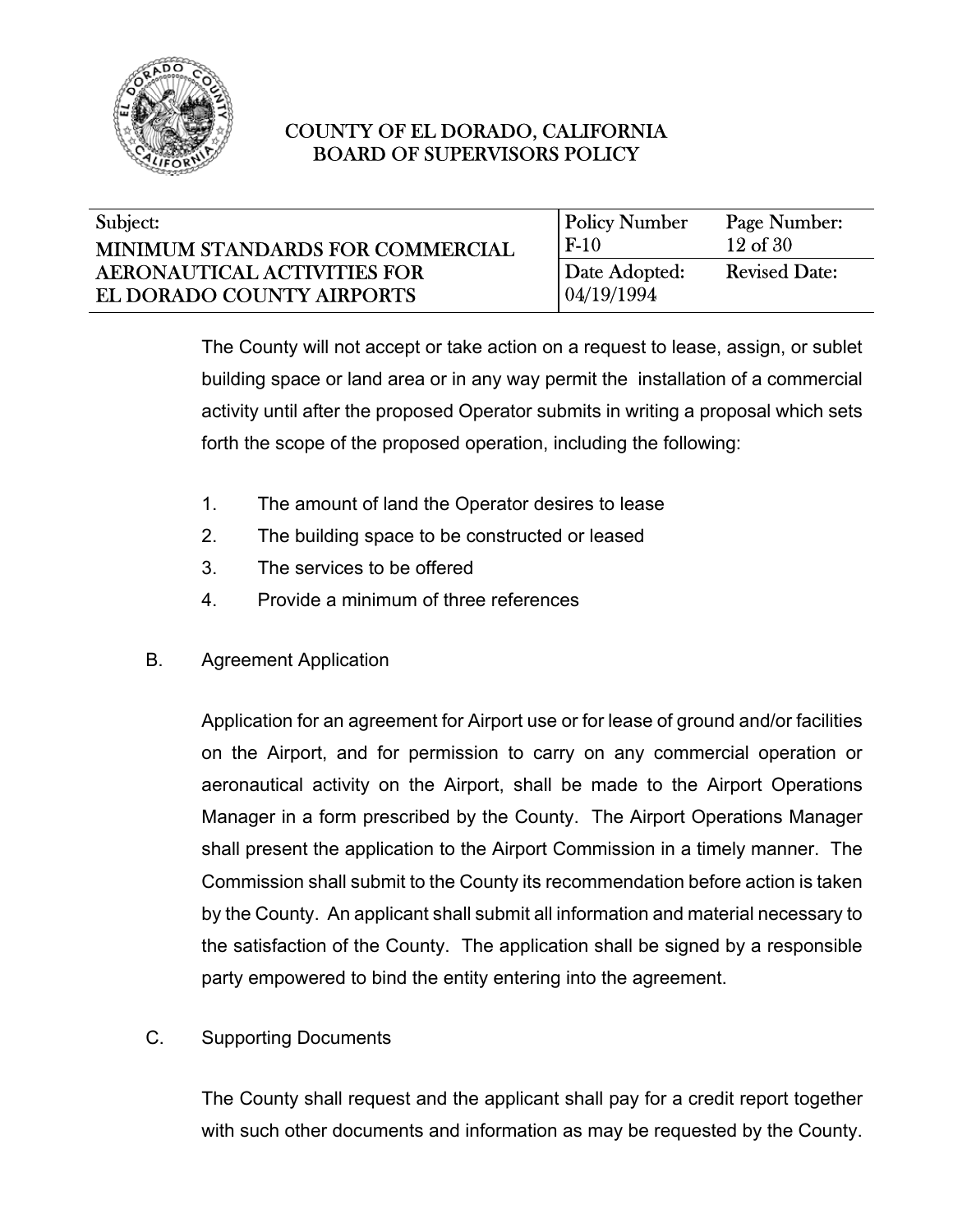The County will not accept or take action on a request to lease, assign, or sublet building space or land area or in any way permit the installation of a commercial activity until after the proposed Operator submits in writing a proposal which sets forth the scope of the proposed operation, including the following:

1. The amount of land the Operator desires to lease
2. The building space to be constructed or leased
3. The services to be offered
4. Provide a minimum of three references

B. Agreement Application

Application for an agreement for Airport use or for lease of ground and/or facilities on the Airport, and for permission to carry on any commercial operation or aeronautical activity on the Airport, shall be made to the Airport Operations Manager in a form prescribed by the County. The Airport Operations Manager shall present the application to the Airport Commission in a timely manner. The Commission shall submit to the County its recommendation before action is taken by the County. An applicant shall submit all information and material necessary to the satisfaction of the County. The application shall be signed by a responsible party empowered to bind the entity entering into the agreement.

C. Supporting Documents

The County shall request and the applicant shall pay for a credit report together with such other documents and information as may be requested by the County.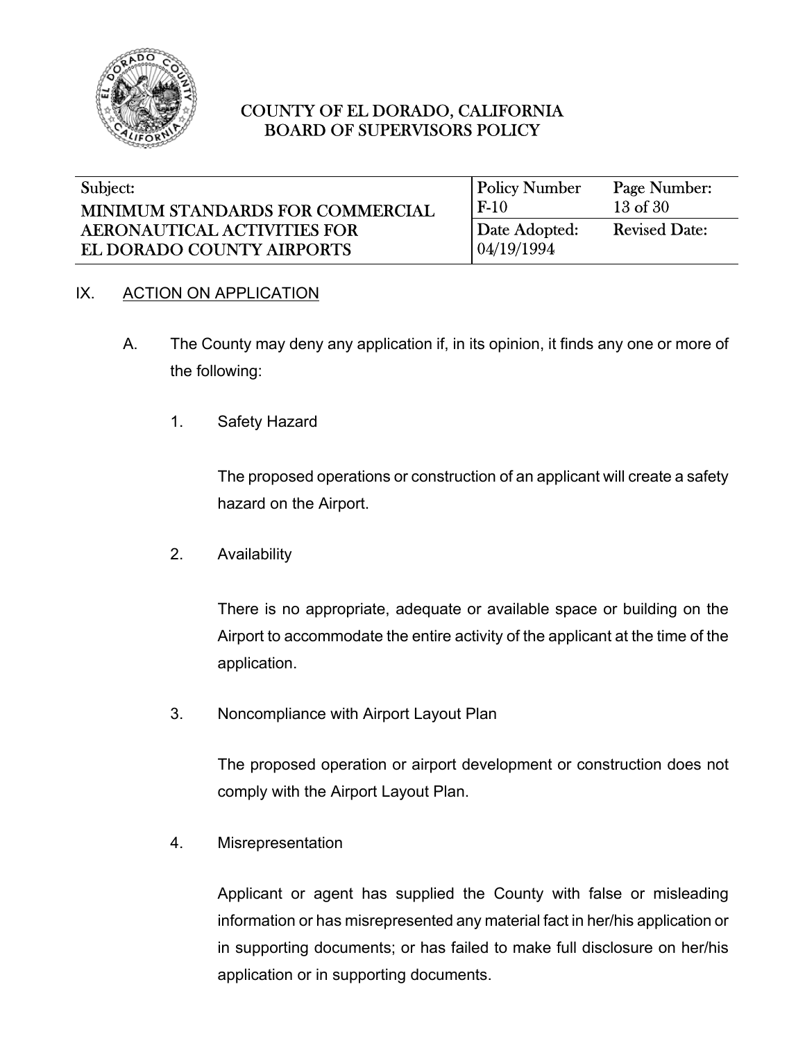## IX. ACTION ON APPLICATION

A. The County may deny any application if, in its opinion, it finds any one or more of the following:

1. Safety Hazard

   The proposed operations or construction of an applicant will create a safety hazard on the Airport.

2. Availability

   There is no appropriate, adequate or available space or building on the Airport to accommodate the entire activity of the applicant at the time of the application.

3. Noncompliance with Airport Layout Plan

   The proposed operation or airport development or construction does not comply with the Airport Layout Plan.

4. Misrepresentation

   Applicant or agent has supplied the County with false or misleading information or has misrepresented any material fact in her/his application or in supporting documents; or has failed to make full disclosure on her/his application or in supporting documents.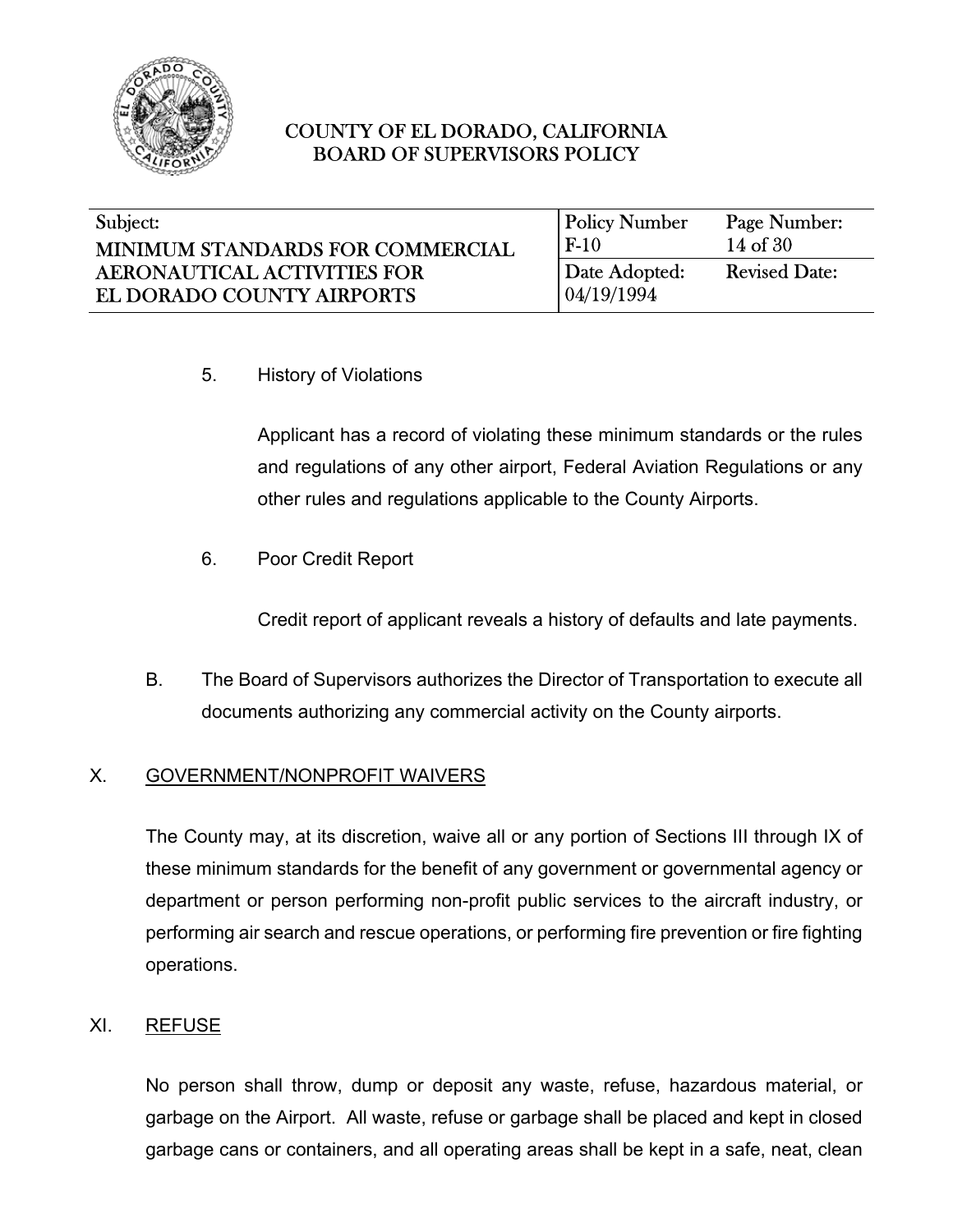5. History of Violations

   Applicant has a record of violating these minimum standards or the rules and regulations of any other airport, Federal Aviation Regulations or any other rules and regulations applicable to the County Airports.

6. Poor Credit Report

   Credit report of applicant reveals a history of defaults and late payments.

B. The Board of Supervisors authorizes the Director of Transportation to execute all documents authorizing any commercial activity on the County airports.

## X. GOVERNMENT/NONPROFIT WAIVERS

The County may, at its discretion, waive all or any portion of Sections III through IX of these minimum standards for the benefit of any government or governmental agency or department or person performing non-profit public services to the aircraft industry, or performing air search and rescue operations, or performing fire prevention or fire fighting operations.

## XI. REFUSE

No person shall throw, dump or deposit any waste, refuse, hazardous material, or garbage on the Airport. All waste, refuse or garbage shall be placed and kept in closed garbage cans or containers, and all operating areas shall be kept in a safe, neat, clean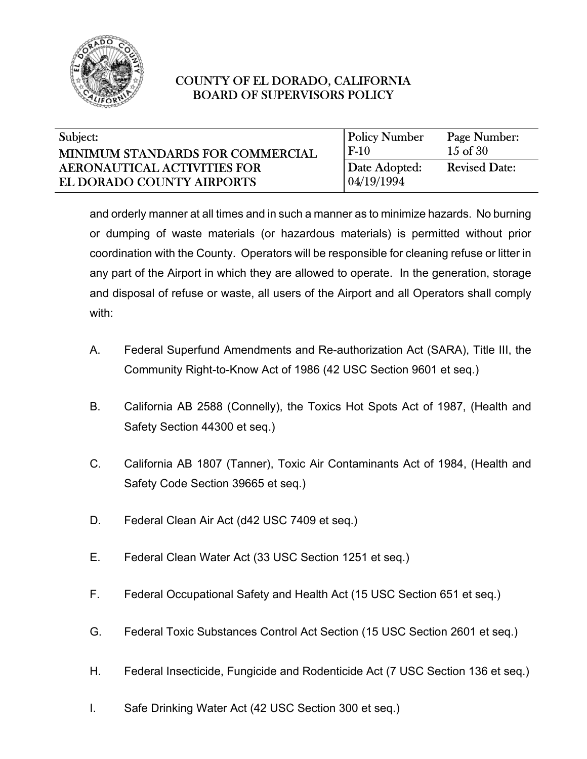and orderly manner at all times and in such a manner as to minimize hazards. No burning or dumping of waste materials (or hazardous materials) is permitted without prior coordination with the County. Operators will be responsible for cleaning refuse or litter in any part of the Airport in which they are allowed to operate. In the generation, storage and disposal of refuse or waste, all users of the Airport and all Operators shall comply with:

A. Federal Superfund Amendments and Re-authorization Act (SARA), Title III, the Community Right-to-Know Act of 1986 (42 USC Section 9601 et seq.)

B. California AB 2588 (Connelly), the Toxics Hot Spots Act of 1987, (Health and Safety Section 44300 et seq.)

C. California AB 1807 (Tanner), Toxic Air Contaminants Act of 1984, (Health and Safety Code Section 39665 et seq.)

D. Federal Clean Air Act (d42 USC 7409 et seq.)

E. Federal Clean Water Act (33 USC Section 1251 et seq.)

F. Federal Occupational Safety and Health Act (15 USC Section 651 et seq.)

G. Federal Toxic Substances Control Act Section (15 USC Section 2601 et seq.)

H. Federal Insecticide, Fungicide and Rodenticide Act (7 USC Section 136 et seq.)

I. Safe Drinking Water Act (42 USC Section 300 et seq.)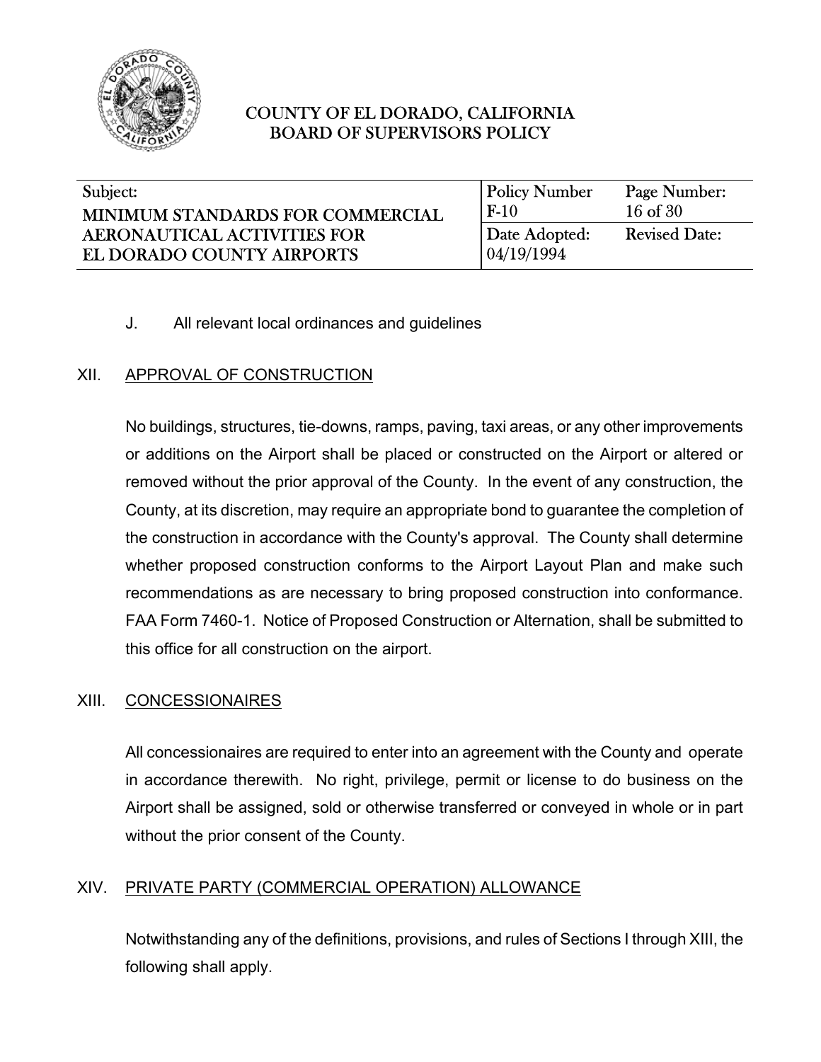J. All relevant local ordinances and guidelines

## XII. APPROVAL OF CONSTRUCTION

No buildings, structures, tie-downs, ramps, paving, taxi areas, or any other improvements or additions on the Airport shall be placed or constructed on the Airport or altered or removed without the prior approval of the County. In the event of any construction, the County, at its discretion, may require an appropriate bond to guarantee the completion of the construction in accordance with the County's approval. The County shall determine whether proposed construction conforms to the Airport Layout Plan and make such recommendations as are necessary to bring proposed construction into conformance. FAA Form 7460-1. Notice of Proposed Construction or Alternation, shall be submitted to this office for all construction on the airport.

## XIII. CONCESSIONAIRES

All concessionaires are required to enter into an agreement with the County and operate in accordance therewith. No right, privilege, permit or license to do business on the Airport shall be assigned, sold or otherwise transferred or conveyed in whole or in part without the prior consent of the County.

## XIV. PRIVATE PARTY (COMMERCIAL OPERATION) ALLOWANCE

Notwithstanding any of the definitions, provisions, and rules of Sections I through XIII, the following shall apply.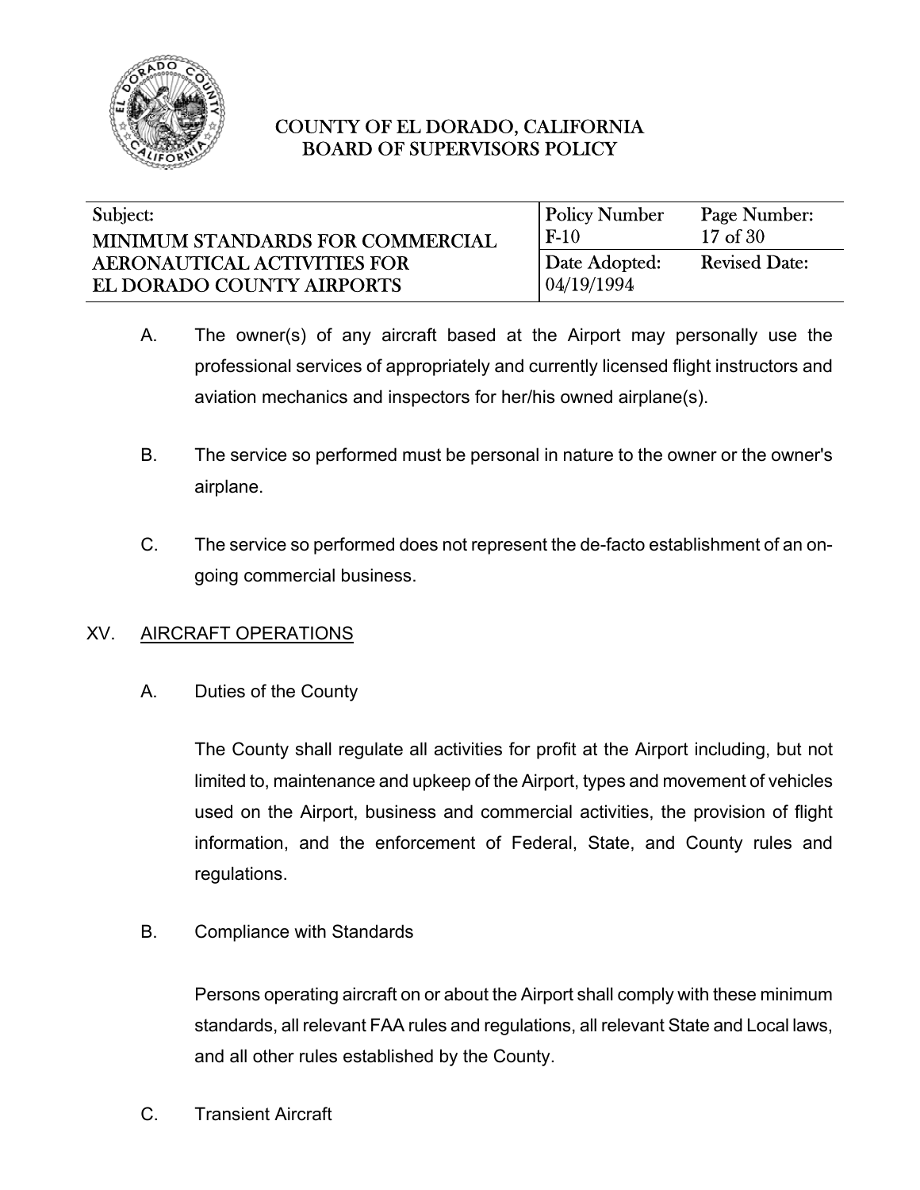A. The owner(s) of any aircraft based at the Airport may personally use the professional services of appropriately and currently licensed flight instructors and aviation mechanics and inspectors for her/his owned airplane(s).

B. The service so performed must be personal in nature to the owner or the owner's airplane.

C. The service so performed does not represent the de-facto establishment of an on-going commercial business.

## XV. AIRCRAFT OPERATIONS

### A. Duties of the County

The County shall regulate all activities for profit at the Airport including, but not limited to, maintenance and upkeep of the Airport, types and movement of vehicles used on the Airport, business and commercial activities, the provision of flight information, and the enforcement of Federal, State, and County rules and regulations.

### B. Compliance with Standards

Persons operating aircraft on or about the Airport shall comply with these minimum standards, all relevant FAA rules and regulations, all relevant State and Local laws, and all other rules established by the County.

### C. Transient Aircraft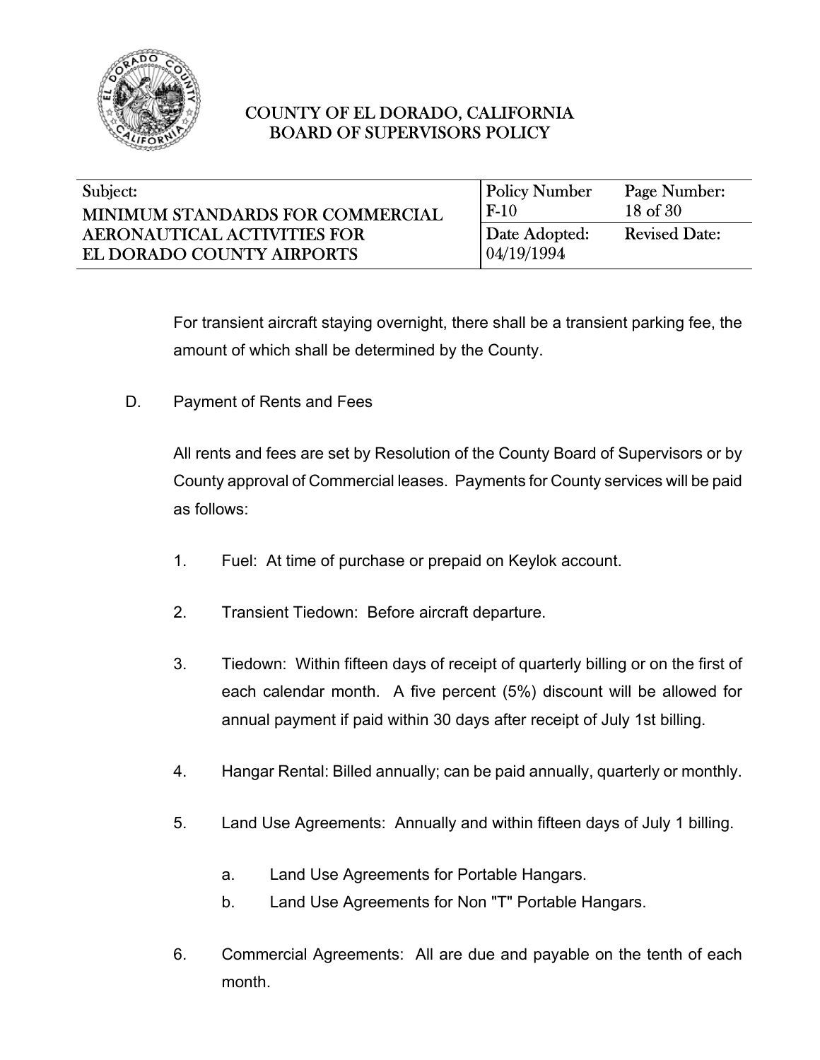For transient aircraft staying overnight, there shall be a transient parking fee, the amount of which shall be determined by the County.

D. Payment of Rents and Fees

All rents and fees are set by Resolution of the County Board of Supervisors or by County approval of Commercial leases. Payments for County services will be paid as follows:

1. Fuel: At time of purchase or prepaid on Keylok account.

2. Transient Tiedown: Before aircraft departure.

3. Tiedown: Within fifteen days of receipt of quarterly billing or on the first of each calendar month. A five percent (5%) discount will be allowed for annual payment if paid within 30 days after receipt of July 1st billing.

4. Hangar Rental: Billed annually; can be paid annually, quarterly or monthly.

5. Land Use Agreements: Annually and within fifteen days of July 1 billing.

   a. Land Use Agreements for Portable Hangars.
   b. Land Use Agreements for Non "T" Portable Hangars.

6. Commercial Agreements: All are due and payable on the tenth of each month.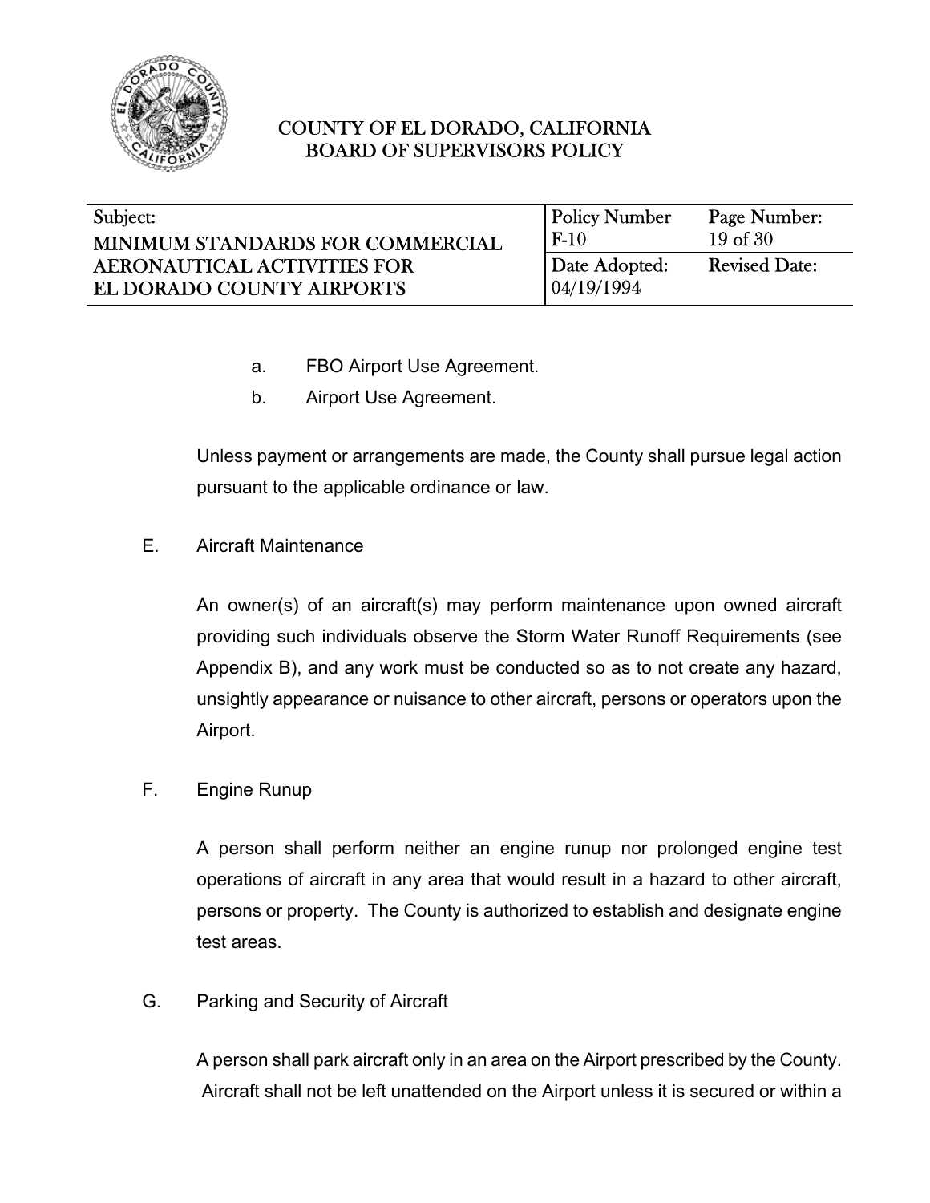a. FBO Airport Use Agreement.

b. Airport Use Agreement.

Unless payment or arrangements are made, the County shall pursue legal action pursuant to the applicable ordinance or law.

E. Aircraft Maintenance

An owner(s) of an aircraft(s) may perform maintenance upon owned aircraft providing such individuals observe the Storm Water Runoff Requirements (see Appendix B), and any work must be conducted so as to not create any hazard, unsightly appearance or nuisance to other aircraft, persons or operators upon the Airport.

F. Engine Runup

A person shall perform neither an engine runup nor prolonged engine test operations of aircraft in any area that would result in a hazard to other aircraft, persons or property. The County is authorized to establish and designate engine test areas.

G. Parking and Security of Aircraft

A person shall park aircraft only in an area on the Airport prescribed by the County. Aircraft shall not be left unattended on the Airport unless it is secured or within a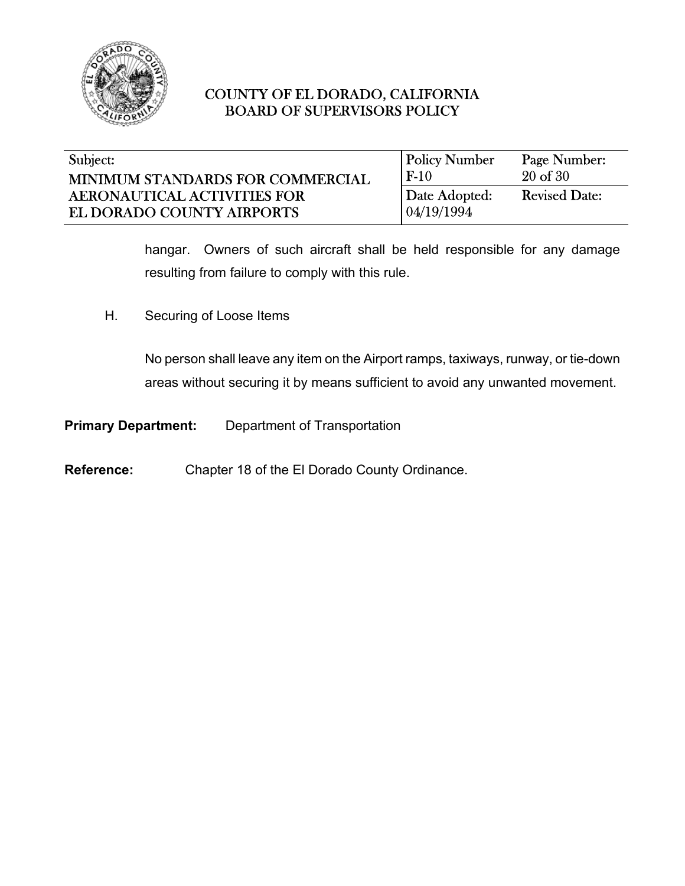hangar. Owners of such aircraft shall be held responsible for any damage resulting from failure to comply with this rule.

H. Securing of Loose Items

No person shall leave any item on the Airport ramps, taxiways, runway, or tie-down areas without securing it by means sufficient to avoid any unwanted movement.

**Primary Department:** Department of Transportation

**Reference:** Chapter 18 of the El Dorado County Ordinance.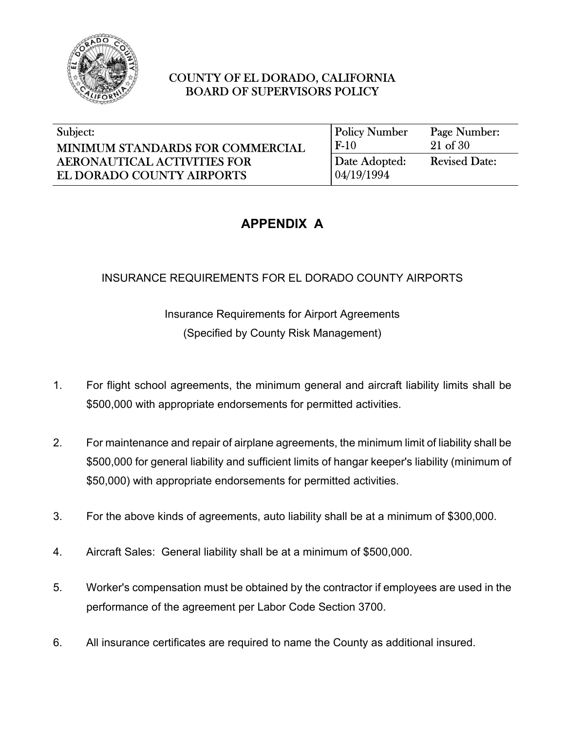# APPENDIX A

INSURANCE REQUIREMENTS FOR EL DORADO COUNTY AIRPORTS

Insurance Requirements for Airport Agreements
(Specified by County Risk Management)

1. For flight school agreements, the minimum general and aircraft liability limits shall be $500,000 with appropriate endorsements for permitted activities.

2. For maintenance and repair of airplane agreements, the minimum limit of liability shall be $500,000 for general liability and sufficient limits of hangar keeper's liability (minimum of $50,000) with appropriate endorsements for permitted activities.

3. For the above kinds of agreements, auto liability shall be at a minimum of $300,000.

4. Aircraft Sales: General liability shall be at a minimum of $500,000.

5. Worker's compensation must be obtained by the contractor if employees are used in the performance of the agreement per Labor Code Section 3700.

6. All insurance certificates are required to name the County as additional insured.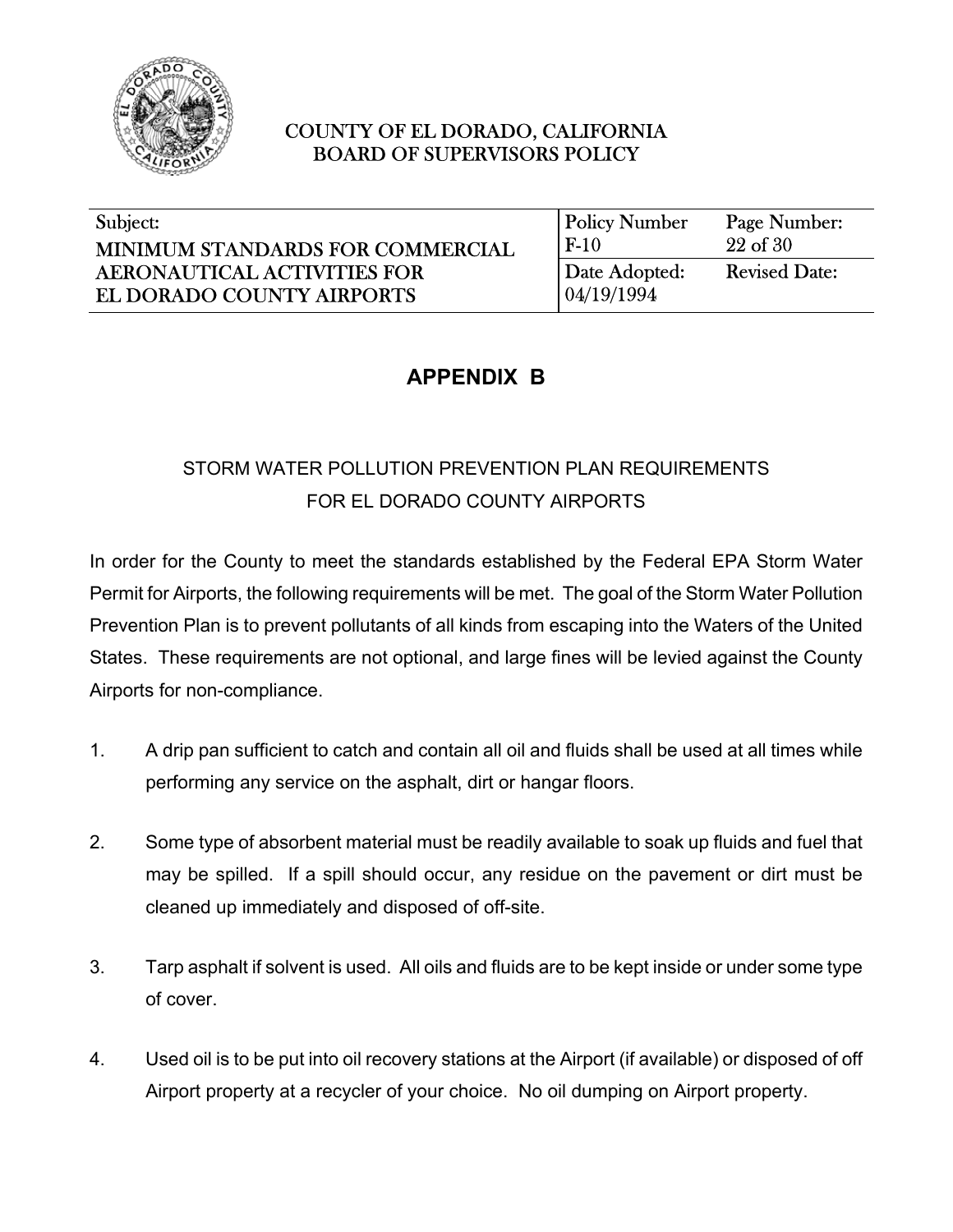# APPENDIX B

## STORM WATER POLLUTION PREVENTION PLAN REQUIREMENTS FOR EL DORADO COUNTY AIRPORTS

In order for the County to meet the standards established by the Federal EPA Storm Water Permit for Airports, the following requirements will be met. The goal of the Storm Water Pollution Prevention Plan is to prevent pollutants of all kinds from escaping into the Waters of the United States. These requirements are not optional, and large fines will be levied against the County Airports for non-compliance.

1. A drip pan sufficient to catch and contain all oil and fluids shall be used at all times while performing any service on the asphalt, dirt or hangar floors.

2. Some type of absorbent material must be readily available to soak up fluids and fuel that may be spilled. If a spill should occur, any residue on the pavement or dirt must be cleaned up immediately and disposed of off-site.

3. Tarp asphalt if solvent is used. All oils and fluids are to be kept inside or under some type of cover.

4. Used oil is to be put into oil recovery stations at the Airport (if available) or disposed of off Airport property at a recycler of your choice. No oil dumping on Airport property.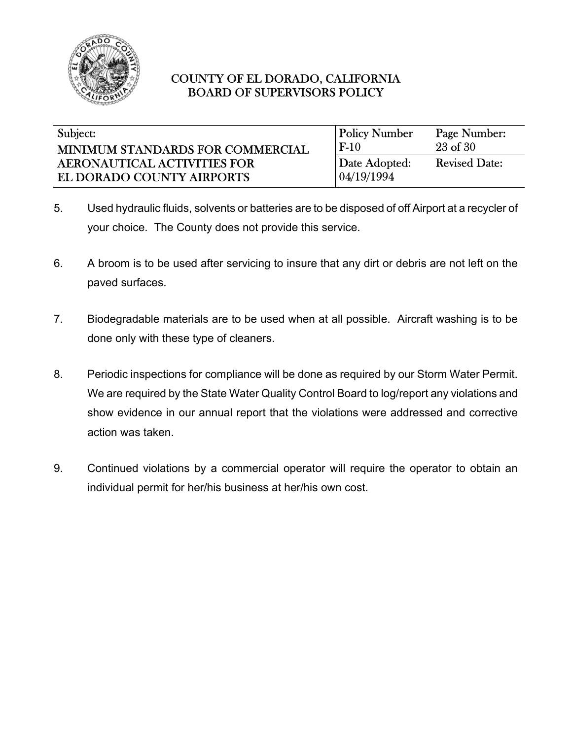5. Used hydraulic fluids, solvents or batteries are to be disposed of off Airport at a recycler of your choice. The County does not provide this service.

6. A broom is to be used after servicing to insure that any dirt or debris are not left on the paved surfaces.

7. Biodegradable materials are to be used when at all possible. Aircraft washing is to be done only with these type of cleaners.

8. Periodic inspections for compliance will be done as required by our Storm Water Permit. We are required by the State Water Quality Control Board to log/report any violations and show evidence in our annual report that the violations were addressed and corrective action was taken.

9. Continued violations by a commercial operator will require the operator to obtain an individual permit for her/his business at her/his own cost.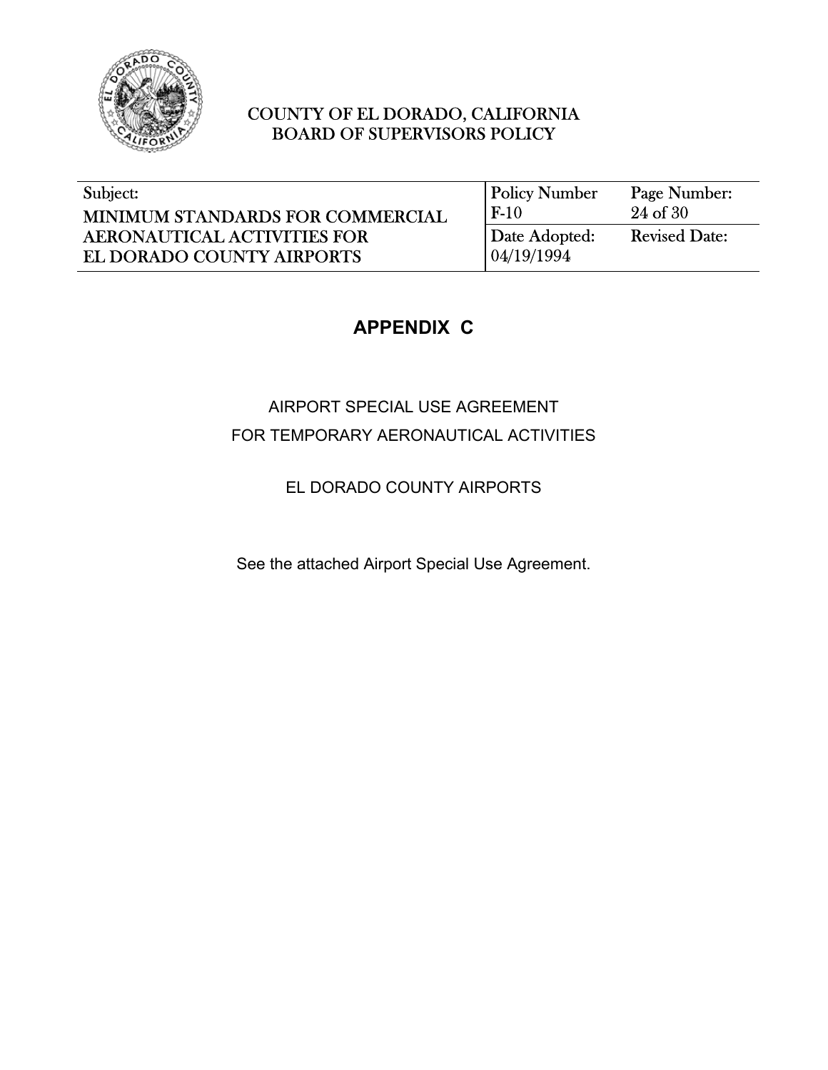## APPENDIX C

AIRPORT SPECIAL USE AGREEMENT
FOR TEMPORARY AERONAUTICAL ACTIVITIES

EL DORADO COUNTY AIRPORTS

See the attached Airport Special Use Agreement.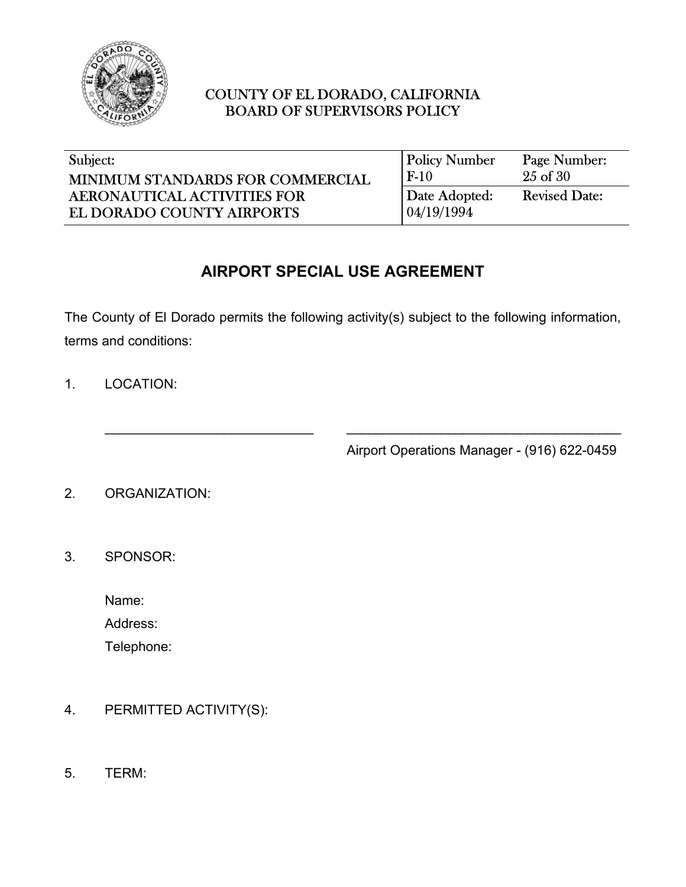COUNTY OF EL DORADO, CALIFORNIA
BOARD OF SUPERVISORS POLICY

| Subject: | Policy Number | Page Number: |
|---|---|---|
| MINIMUM STANDARDS FOR COMMERCIAL AERONAUTICAL ACTIVITIES FOR EL DORADO COUNTY AIRPORTS | F-10 | 25 of 30 |
| | Date Adopted: 04/19/1994 | Revised Date: |

## AIRPORT SPECIAL USE AGREEMENT

The County of El Dorado permits the following activity(s) subject to the following information, terms and conditions:

1. LOCATION:

   ______________________________ ________________________________________
   
   Airport Operations Manager - (916) 622-0459

2. ORGANIZATION:

3. SPONSOR:

   Name:
   Address:
   Telephone:

4. PERMITTED ACTIVITY(S):

5. TERM: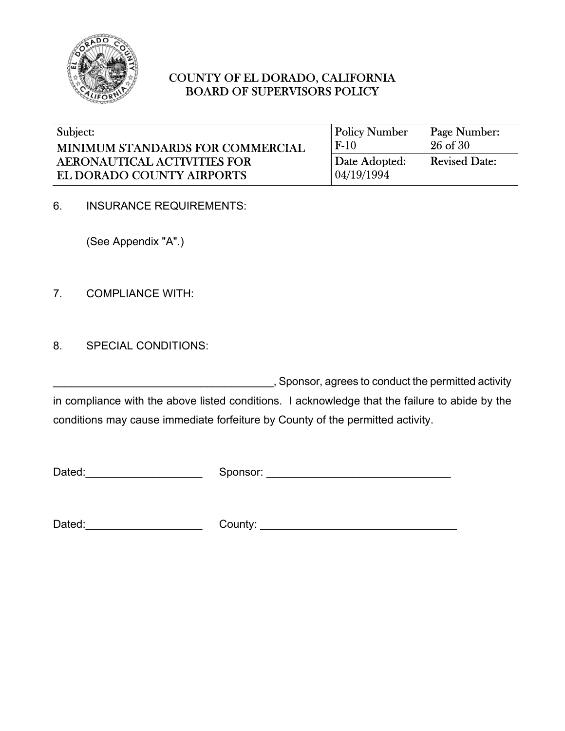6. INSURANCE REQUIREMENTS:

   (See Appendix "A".)

7. COMPLIANCE WITH:

8. SPECIAL CONDITIONS:

____________________________________, Sponsor, agrees to conduct the permitted activity in compliance with the above listed conditions. I acknowledge that the failure to abide by the conditions may cause immediate forfeiture by County of the permitted activity.

Dated:___________________ Sponsor: ______________________________

Dated:___________________ County: ________________________________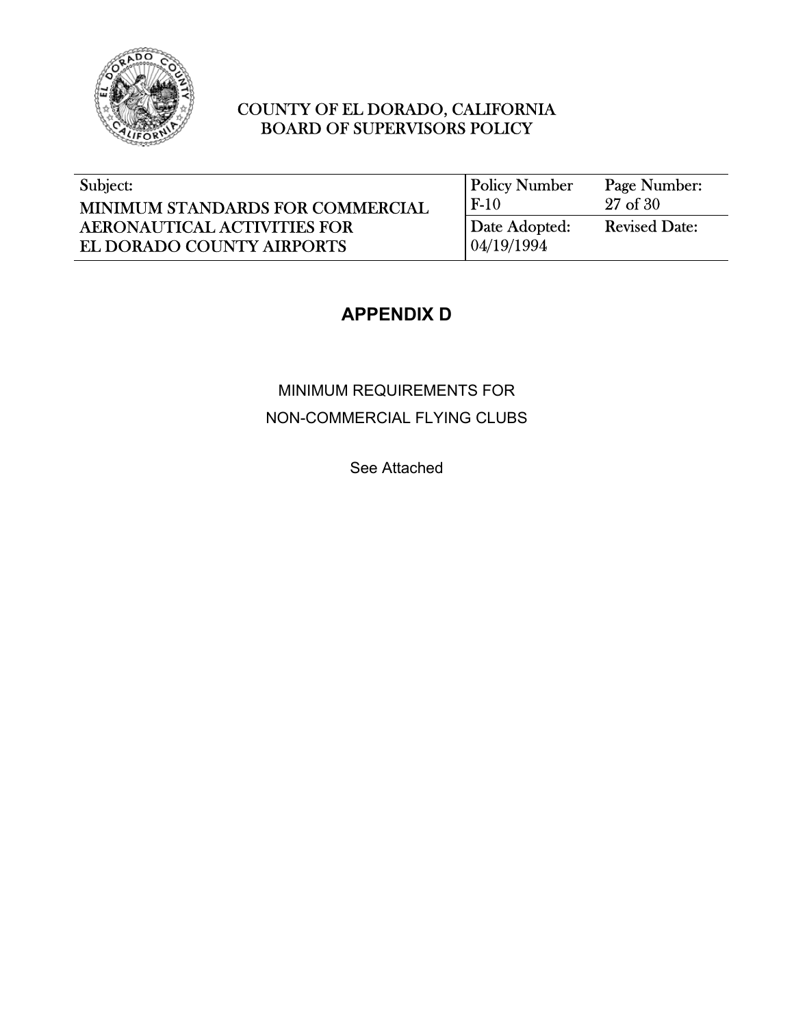COUNTY OF EL DORADO, CALIFORNIA
BOARD OF SUPERVISORS POLICY

| Subject: | Policy Number | Page Number: |
| --- | --- | --- |
| MINIMUM STANDARDS FOR COMMERCIAL AERONAUTICAL ACTIVITIES FOR EL DORADO COUNTY AIRPORTS | F-10 | 27 of 30 |
| | Date Adopted: 04/19/1994 | Revised Date: |

# APPENDIX D

MINIMUM REQUIREMENTS FOR
NON-COMMERCIAL FLYING CLUBS

See Attached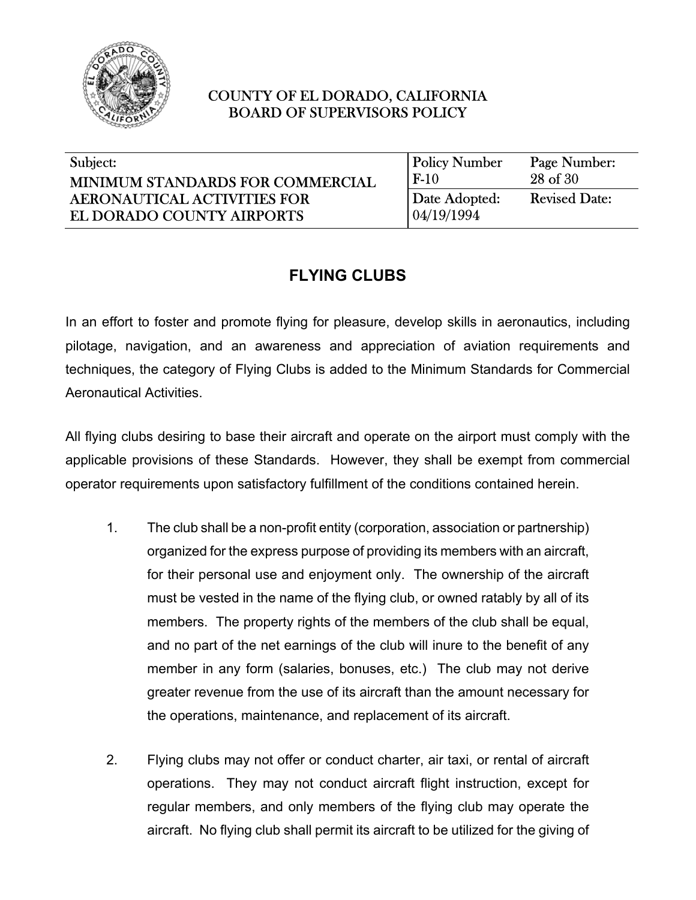COUNTY OF EL DORADO, CALIFORNIA
BOARD OF SUPERVISORS POLICY

| Subject: | Policy Number | Page Number: |
|---|---|---|
| MINIMUM STANDARDS FOR COMMERCIAL AERONAUTICAL ACTIVITIES FOR EL DORADO COUNTY AIRPORTS | F-10 | 28 of 30 |
| | Date Adopted: 04/19/1994 | Revised Date: |

## FLYING CLUBS

In an effort to foster and promote flying for pleasure, develop skills in aeronautics, including pilotage, navigation, and an awareness and appreciation of aviation requirements and techniques, the category of Flying Clubs is added to the Minimum Standards for Commercial Aeronautical Activities.

All flying clubs desiring to base their aircraft and operate on the airport must comply with the applicable provisions of these Standards. However, they shall be exempt from commercial operator requirements upon satisfactory fulfillment of the conditions contained herein.

1. The club shall be a non-profit entity (corporation, association or partnership) organized for the express purpose of providing its members with an aircraft, for their personal use and enjoyment only. The ownership of the aircraft must be vested in the name of the flying club, or owned ratably by all of its members. The property rights of the members of the club shall be equal, and no part of the net earnings of the club will inure to the benefit of any member in any form (salaries, bonuses, etc.) The club may not derive greater revenue from the use of its aircraft than the amount necessary for the operations, maintenance, and replacement of its aircraft.

2. Flying clubs may not offer or conduct charter, air taxi, or rental of aircraft operations. They may not conduct aircraft flight instruction, except for regular members, and only members of the flying club may operate the aircraft. No flying club shall permit its aircraft to be utilized for the giving of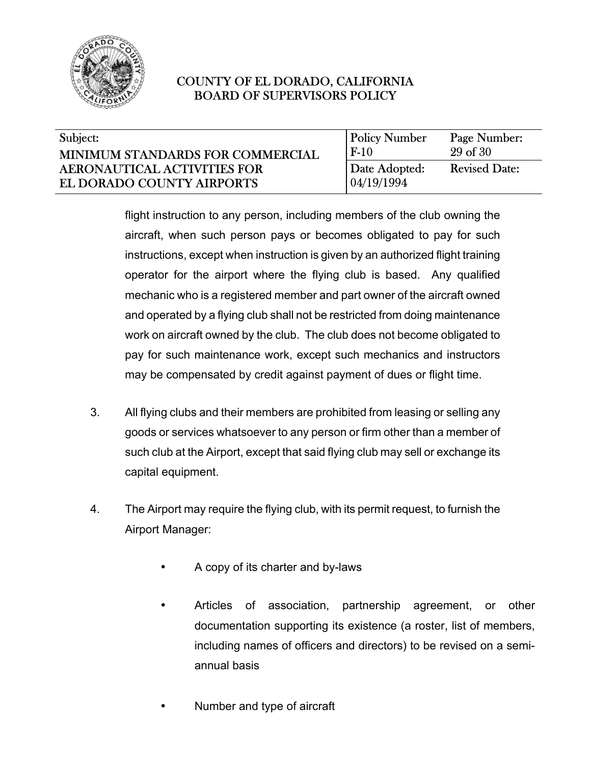flight instruction to any person, including members of the club owning the aircraft, when such person pays or becomes obligated to pay for such instructions, except when instruction is given by an authorized flight training operator for the airport where the flying club is based. Any qualified mechanic who is a registered member and part owner of the aircraft owned and operated by a flying club shall not be restricted from doing maintenance work on aircraft owned by the club. The club does not become obligated to pay for such maintenance work, except such mechanics and instructors may be compensated by credit against payment of dues or flight time.

3. All flying clubs and their members are prohibited from leasing or selling any goods or services whatsoever to any person or firm other than a member of such club at the Airport, except that said flying club may sell or exchange its capital equipment.

4. The Airport may require the flying club, with its permit request, to furnish the Airport Manager:

   - A copy of its charter and by-laws

   - Articles of association, partnership agreement, or other documentation supporting its existence (a roster, list of members, including names of officers and directors) to be revised on a semi-annual basis

   - Number and type of aircraft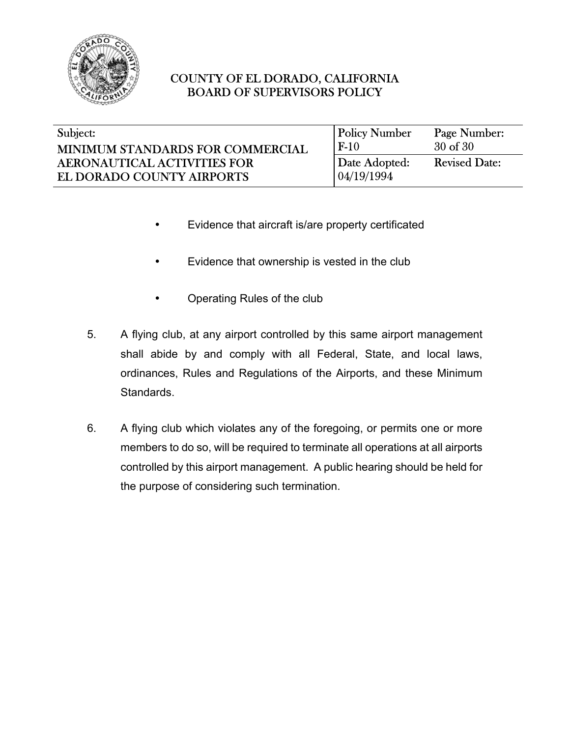- Evidence that aircraft is/are property certificated

- Evidence that ownership is vested in the club

- Operating Rules of the club

5. A flying club, at any airport controlled by this same airport management shall abide by and comply with all Federal, State, and local laws, ordinances, Rules and Regulations of the Airports, and these Minimum Standards.

6. A flying club which violates any of the foregoing, or permits one or more members to do so, will be required to terminate all operations at all airports controlled by this airport management. A public hearing should be held for the purpose of considering such termination.